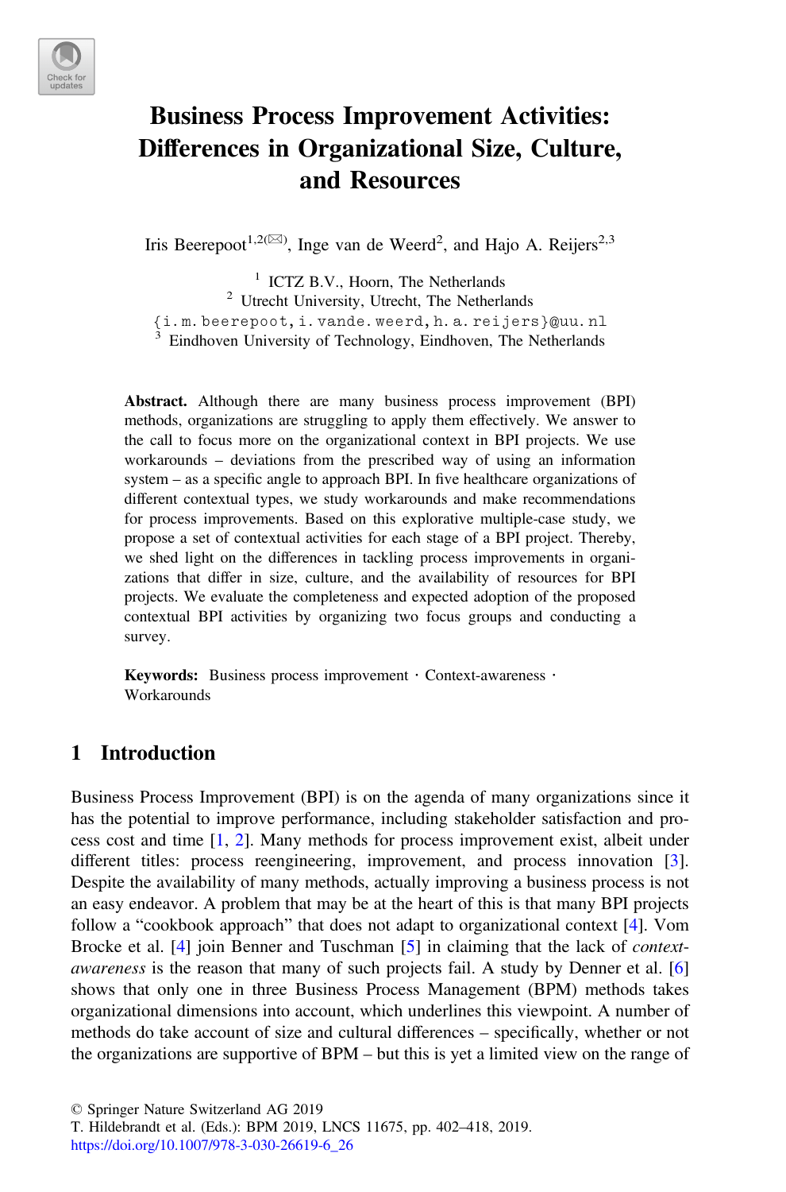# Business Process Improvement Activities: Differences in Organizational Size, Culture, and Resources

Iris Beerepoot[1,2(✉)], Inge van de Weerd[2], and Hajo A. Reijers[2,3]

[1] ICTZ B.V., Hoorn, The Netherlands

[2] Utrecht University, Utrecht, The Netherlands

{i.m.beerepoot,i.vande.weerd,h.a.reijers}@uu.nl

[3] Eindhoven University of Technology, Eindhoven, The Netherlands

**Abstract.** Although there are many business process improvement (BPI) methods, organizations are struggling to apply them effectively. We answer to the call to focus more on the organizational context in BPI projects. We use workarounds – deviations from the prescribed way of using an information system – as a specific angle to approach BPI. In five healthcare organizations of different contextual types, we study workarounds and make recommendations for process improvements. Based on this explorative multiple-case study, we propose a set of contextual activities for each stage of a BPI project. Thereby, we shed light on the differences in tackling process improvements in organizations that differ in size, culture, and the availability of resources for BPI projects. We evaluate the completeness and expected adoption of the proposed contextual BPI activities by organizing two focus groups and conducting a survey.

**Keywords:** Business process improvement · Context-awareness · Workarounds

## 1 Introduction

Business Process Improvement (BPI) is on the agenda of many organizations since it has the potential to improve performance, including stakeholder satisfaction and process cost and time [1, 2]. Many methods for process improvement exist, albeit under different titles: process reengineering, improvement, and process innovation [3]. Despite the availability of many methods, actually improving a business process is not an easy endeavor. A problem that may be at the heart of this is that many BPI projects follow a "cookbook approach" that does not adapt to organizational context [4]. Vom Brocke et al. [4] join Benner and Tuschman [5] in claiming that the lack of *context-awareness* is the reason that many of such projects fail. A study by Denner et al. [6] shows that only one in three Business Process Management (BPM) methods takes organizational dimensions into account, which underlines this viewpoint. A number of methods do take account of size and cultural differences – specifically, whether or not the organizations are supportive of BPM – but this is yet a limited view on the range of

© Springer Nature Switzerland AG 2019
T. Hildebrandt et al. (Eds.): BPM 2019, LNCS 11675, pp. 402–418, 2019.
https://doi.org/10.1007/978-3-030-26619-6_26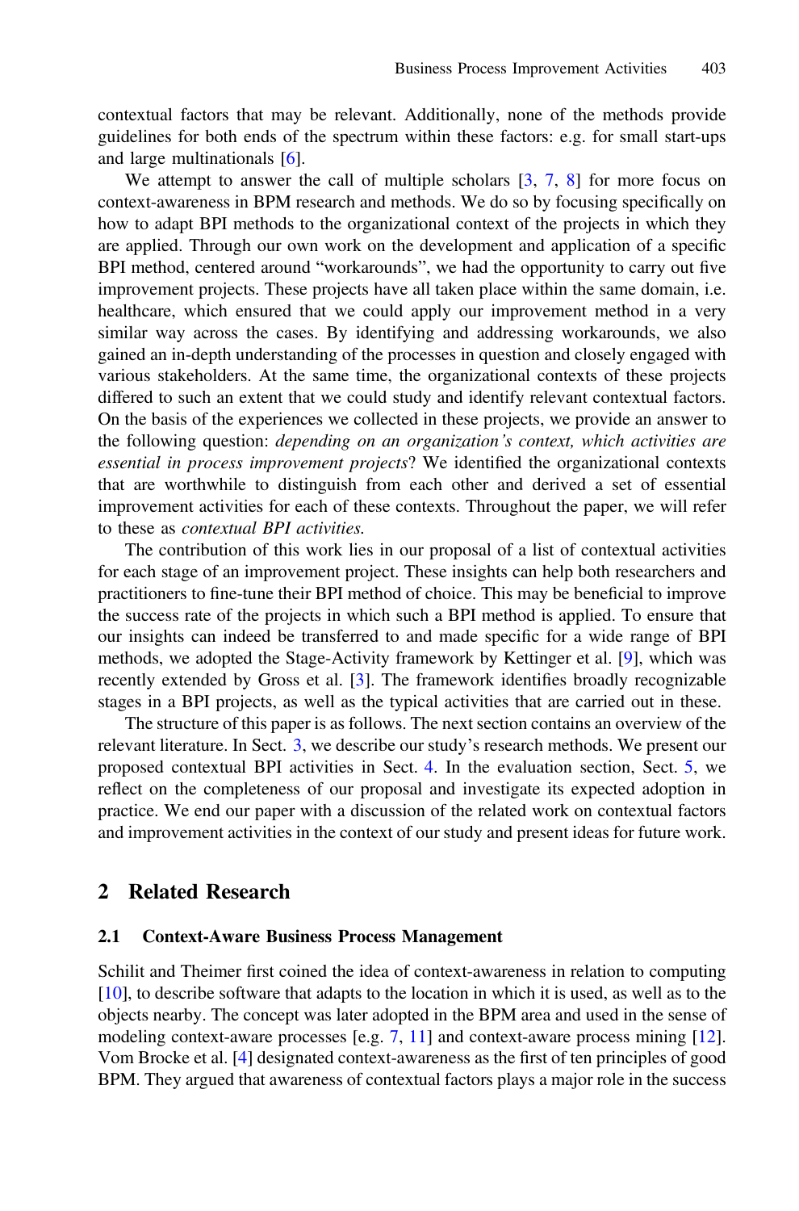contextual factors that may be relevant. Additionally, none of the methods provide guidelines for both ends of the spectrum within these factors: e.g. for small start-ups and large multinationals [6].

We attempt to answer the call of multiple scholars [3, 7, 8] for more focus on context-awareness in BPM research and methods. We do so by focusing specifically on how to adapt BPI methods to the organizational context of the projects in which they are applied. Through our own work on the development and application of a specific BPI method, centered around "workarounds", we had the opportunity to carry out five improvement projects. These projects have all taken place within the same domain, i.e. healthcare, which ensured that we could apply our improvement method in a very similar way across the cases. By identifying and addressing workarounds, we also gained an in-depth understanding of the processes in question and closely engaged with various stakeholders. At the same time, the organizational contexts of these projects differed to such an extent that we could study and identify relevant contextual factors. On the basis of the experiences we collected in these projects, we provide an answer to the following question: *depending on an organization's context, which activities are essential in process improvement projects*? We identified the organizational contexts that are worthwhile to distinguish from each other and derived a set of essential improvement activities for each of these contexts. Throughout the paper, we will refer to these as *contextual BPI activities.*

The contribution of this work lies in our proposal of a list of contextual activities for each stage of an improvement project. These insights can help both researchers and practitioners to fine-tune their BPI method of choice. This may be beneficial to improve the success rate of the projects in which such a BPI method is applied. To ensure that our insights can indeed be transferred to and made specific for a wide range of BPI methods, we adopted the Stage-Activity framework by Kettinger et al. [9], which was recently extended by Gross et al. [3]. The framework identifies broadly recognizable stages in a BPI projects, as well as the typical activities that are carried out in these.

The structure of this paper is as follows. The next section contains an overview of the relevant literature. In Sect. 3, we describe our study's research methods. We present our proposed contextual BPI activities in Sect. 4. In the evaluation section, Sect. 5, we reflect on the completeness of our proposal and investigate its expected adoption in practice. We end our paper with a discussion of the related work on contextual factors and improvement activities in the context of our study and present ideas for future work.

## 2 Related Research

### 2.1 Context-Aware Business Process Management

Schilit and Theimer first coined the idea of context-awareness in relation to computing [10], to describe software that adapts to the location in which it is used, as well as to the objects nearby. The concept was later adopted in the BPM area and used in the sense of modeling context-aware processes [e.g. 7, 11] and context-aware process mining [12]. Vom Brocke et al. [4] designated context-awareness as the first of ten principles of good BPM. They argued that awareness of contextual factors plays a major role in the success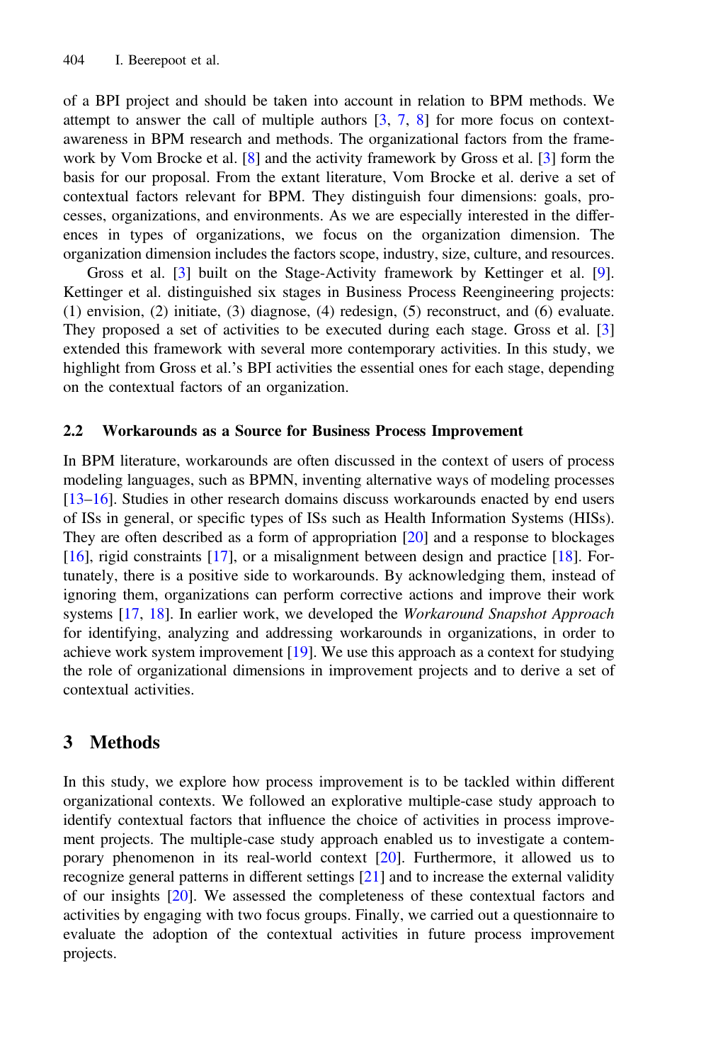of a BPI project and should be taken into account in relation to BPM methods. We attempt to answer the call of multiple authors [3, 7, 8] for more focus on context-awareness in BPM research and methods. The organizational factors from the framework by Vom Brocke et al. [8] and the activity framework by Gross et al. [3] form the basis for our proposal. From the extant literature, Vom Brocke et al. derive a set of contextual factors relevant for BPM. They distinguish four dimensions: goals, processes, organizations, and environments. As we are especially interested in the differences in types of organizations, we focus on the organization dimension. The organization dimension includes the factors scope, industry, size, culture, and resources.

Gross et al. [3] built on the Stage-Activity framework by Kettinger et al. [9]. Kettinger et al. distinguished six stages in Business Process Reengineering projects: (1) envision, (2) initiate, (3) diagnose, (4) redesign, (5) reconstruct, and (6) evaluate. They proposed a set of activities to be executed during each stage. Gross et al. [3] extended this framework with several more contemporary activities. In this study, we highlight from Gross et al.'s BPI activities the essential ones for each stage, depending on the contextual factors of an organization.

### 2.2 Workarounds as a Source for Business Process Improvement

In BPM literature, workarounds are often discussed in the context of users of process modeling languages, such as BPMN, inventing alternative ways of modeling processes [13–16]. Studies in other research domains discuss workarounds enacted by end users of ISs in general, or specific types of ISs such as Health Information Systems (HISs). They are often described as a form of appropriation [20] and a response to blockages [16], rigid constraints [17], or a misalignment between design and practice [18]. Fortunately, there is a positive side to workarounds. By acknowledging them, instead of ignoring them, organizations can perform corrective actions and improve their work systems [17, 18]. In earlier work, we developed the *Workaround Snapshot Approach* for identifying, analyzing and addressing workarounds in organizations, in order to achieve work system improvement [19]. We use this approach as a context for studying the role of organizational dimensions in improvement projects and to derive a set of contextual activities.

## 3 Methods

In this study, we explore how process improvement is to be tackled within different organizational contexts. We followed an explorative multiple-case study approach to identify contextual factors that influence the choice of activities in process improvement projects. The multiple-case study approach enabled us to investigate a contemporary phenomenon in its real-world context [20]. Furthermore, it allowed us to recognize general patterns in different settings [21] and to increase the external validity of our insights [20]. We assessed the completeness of these contextual factors and activities by engaging with two focus groups. Finally, we carried out a questionnaire to evaluate the adoption of the contextual activities in future process improvement projects.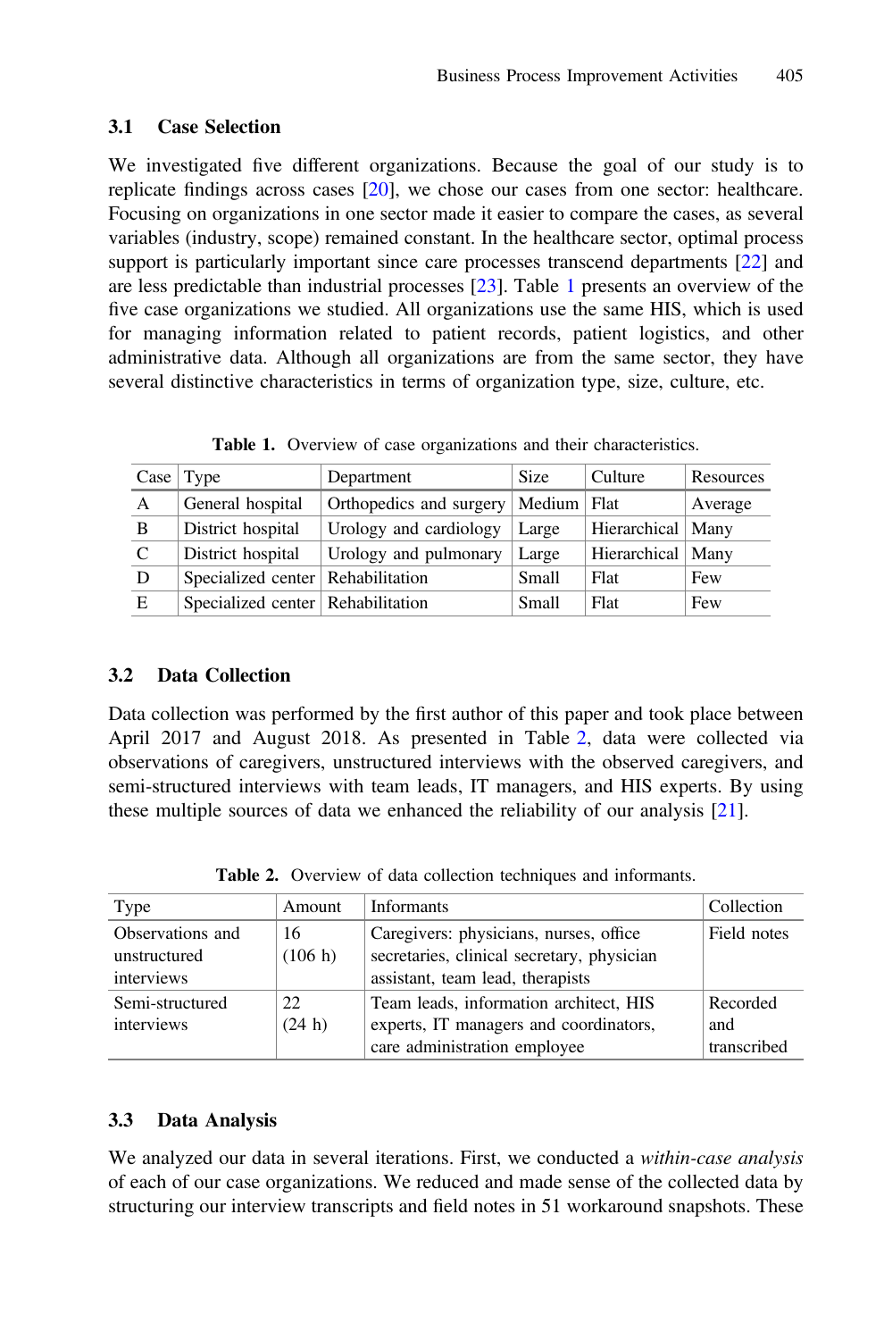### 3.1 Case Selection

We investigated five different organizations. Because the goal of our study is to replicate findings across cases [20], we chose our cases from one sector: healthcare. Focusing on organizations in one sector made it easier to compare the cases, as several variables (industry, scope) remained constant. In the healthcare sector, optimal process support is particularly important since care processes transcend departments [22] and are less predictable than industrial processes [23]. Table 1 presents an overview of the five case organizations we studied. All organizations use the same HIS, which is used for managing information related to patient records, patient logistics, and other administrative data. Although all organizations are from the same sector, they have several distinctive characteristics in terms of organization type, size, culture, etc.

**Table 1.** Overview of case organizations and their characteristics.

| Case | Type | Department | Size | Culture | Resources |
|---|---|---|---|---|---|
| A | General hospital | Orthopedics and surgery | Medium | Flat | Average |
| B | District hospital | Urology and cardiology | Large | Hierarchical | Many |
| C | District hospital | Urology and pulmonary | Large | Hierarchical | Many |
| D | Specialized center | Rehabilitation | Small | Flat | Few |
| E | Specialized center | Rehabilitation | Small | Flat | Few |

### 3.2 Data Collection

Data collection was performed by the first author of this paper and took place between April 2017 and August 2018. As presented in Table 2, data were collected via observations of caregivers, unstructured interviews with the observed caregivers, and semi-structured interviews with team leads, IT managers, and HIS experts. By using these multiple sources of data we enhanced the reliability of our analysis [21].

**Table 2.** Overview of data collection techniques and informants.

| Type | Amount | Informants | Collection |
|---|---|---|---|
| Observations and unstructured interviews | 16 (106 h) | Caregivers: physicians, nurses, office secretaries, clinical secretary, physician assistant, team lead, therapists | Field notes |
| Semi-structured interviews | 22 (24 h) | Team leads, information architect, HIS experts, IT managers and coordinators, care administration employee | Recorded and transcribed |

### 3.3 Data Analysis

We analyzed our data in several iterations. First, we conducted a *within-case analysis* of each of our case organizations. We reduced and made sense of the collected data by structuring our interview transcripts and field notes in 51 workaround snapshots. These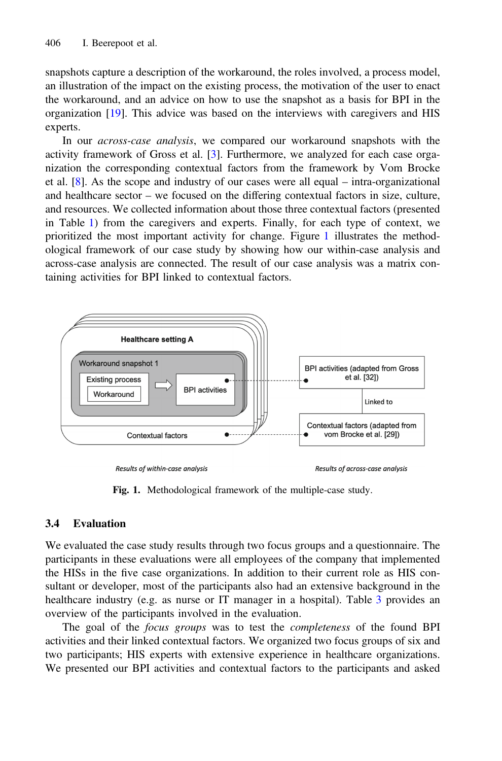snapshots capture a description of the workaround, the roles involved, a process model, an illustration of the impact on the existing process, the motivation of the user to enact the workaround, and an advice on how to use the snapshot as a basis for BPI in the organization [19]. This advice was based on the interviews with caregivers and HIS experts.

In our *across-case analysis*, we compared our workaround snapshots with the activity framework of Gross et al. [3]. Furthermore, we analyzed for each case organization the corresponding contextual factors from the framework by Vom Brocke et al. [8]. As the scope and industry of our cases were all equal – intra-organizational and healthcare sector – we focused on the differing contextual factors in size, culture, and resources. We collected information about those three contextual factors (presented in Table 1) from the caregivers and experts. Finally, for each type of context, we prioritized the most important activity for change. Figure 1 illustrates the methodological framework of our case study by showing how our within-case analysis and across-case analysis are connected. The result of our case analysis was a matrix containing activities for BPI linked to contextual factors.

**Fig. 1.** Methodological framework of the multiple-case study.

### 3.4 Evaluation

We evaluated the case study results through two focus groups and a questionnaire. The participants in these evaluations were all employees of the company that implemented the HISs in the five case organizations. In addition to their current role as HIS consultant or developer, most of the participants also had an extensive background in the healthcare industry (e.g. as nurse or IT manager in a hospital). Table 3 provides an overview of the participants involved in the evaluation.

The goal of the *focus groups* was to test the *completeness* of the found BPI activities and their linked contextual factors. We organized two focus groups of six and two participants; HIS experts with extensive experience in healthcare organizations. We presented our BPI activities and contextual factors to the participants and asked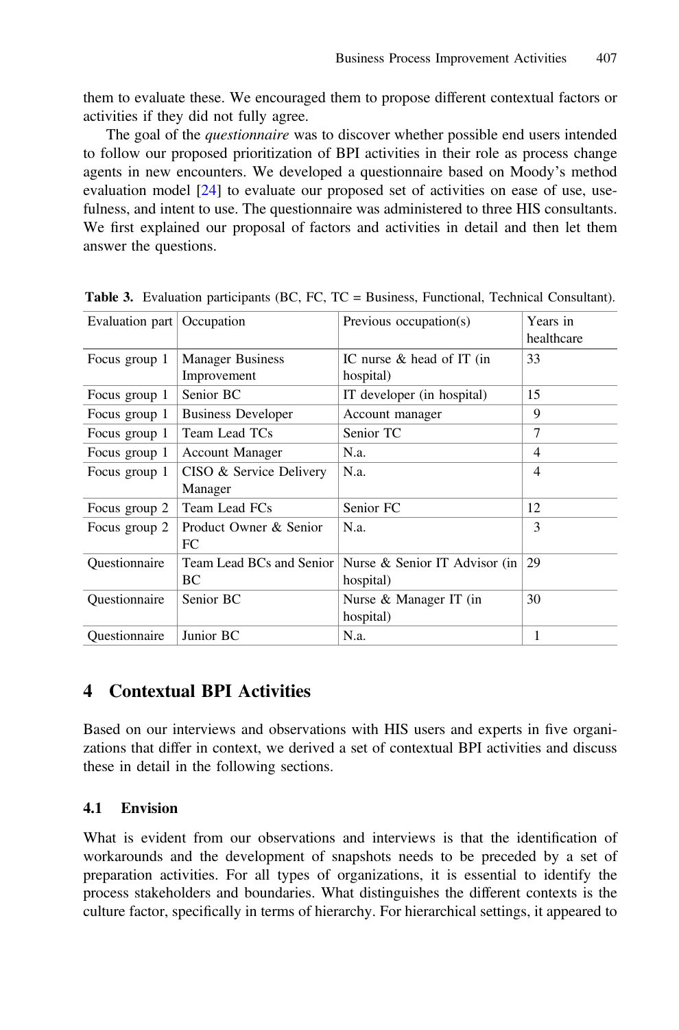them to evaluate these. We encouraged them to propose different contextual factors or activities if they did not fully agree.

The goal of the *questionnaire* was to discover whether possible end users intended to follow our proposed prioritization of BPI activities in their role as process change agents in new encounters. We developed a questionnaire based on Moody's method evaluation model [24] to evaluate our proposed set of activities on ease of use, usefulness, and intent to use. The questionnaire was administered to three HIS consultants. We first explained our proposal of factors and activities in detail and then let them answer the questions.

**Table 3.** Evaluation participants (BC, FC, TC = Business, Functional, Technical Consultant).

| Evaluation part | Occupation | Previous occupation(s) | Years in healthcare |
|---|---|---|---|
| Focus group 1 | Manager Business Improvement | IC nurse & head of IT (in hospital) | 33 |
| Focus group 1 | Senior BC | IT developer (in hospital) | 15 |
| Focus group 1 | Business Developer | Account manager | 9 |
| Focus group 1 | Team Lead TCs | Senior TC | 7 |
| Focus group 1 | Account Manager | N.a. | 4 |
| Focus group 1 | CISO & Service Delivery Manager | N.a. | 4 |
| Focus group 2 | Team Lead FCs | Senior FC | 12 |
| Focus group 2 | Product Owner & Senior FC | N.a. | 3 |
| Questionnaire | Team Lead BCs and Senior BC | Nurse & Senior IT Advisor (in hospital) | 29 |
| Questionnaire | Senior BC | Nurse & Manager IT (in hospital) | 30 |
| Questionnaire | Junior BC | N.a. | 1 |

## 4 Contextual BPI Activities

Based on our interviews and observations with HIS users and experts in five organizations that differ in context, we derived a set of contextual BPI activities and discuss these in detail in the following sections.

### 4.1 Envision

What is evident from our observations and interviews is that the identification of workarounds and the development of snapshots needs to be preceded by a set of preparation activities. For all types of organizations, it is essential to identify the process stakeholders and boundaries. What distinguishes the different contexts is the culture factor, specifically in terms of hierarchy. For hierarchical settings, it appeared to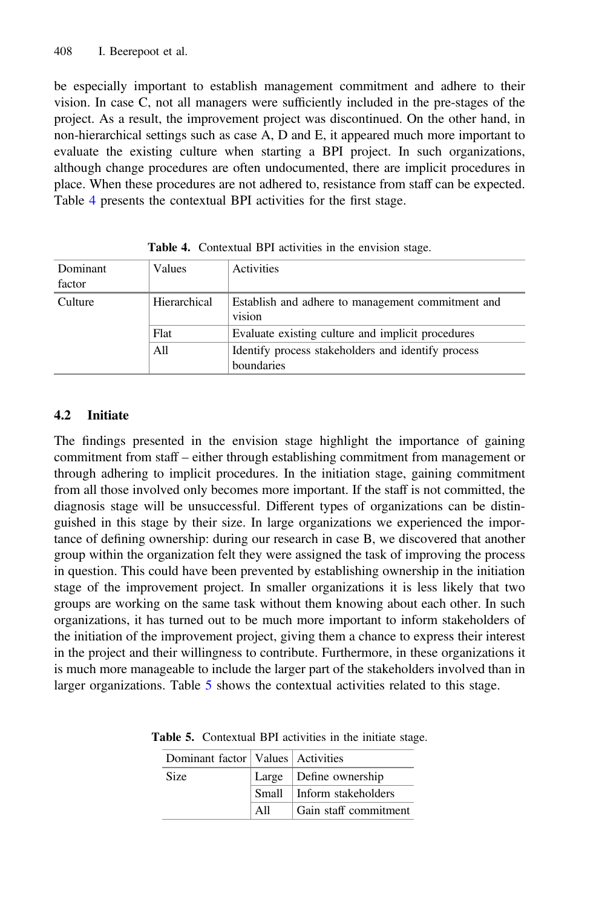be especially important to establish management commitment and adhere to their vision. In case C, not all managers were sufficiently included in the pre-stages of the project. As a result, the improvement project was discontinued. On the other hand, in non-hierarchical settings such as case A, D and E, it appeared much more important to evaluate the existing culture when starting a BPI project. In such organizations, although change procedures are often undocumented, there are implicit procedures in place. When these procedures are not adhered to, resistance from staff can be expected. Table 4 presents the contextual BPI activities for the first stage.

**Table 4.** Contextual BPI activities in the envision stage.

| Dominant factor | Values | Activities |
|---|---|---|
| Culture | Hierarchical | Establish and adhere to management commitment and vision |
| | Flat | Evaluate existing culture and implicit procedures |
| | All | Identify process stakeholders and identify process boundaries |

### 4.2 Initiate

The findings presented in the envision stage highlight the importance of gaining commitment from staff – either through establishing commitment from management or through adhering to implicit procedures. In the initiation stage, gaining commitment from all those involved only becomes more important. If the staff is not committed, the diagnosis stage will be unsuccessful. Different types of organizations can be distinguished in this stage by their size. In large organizations we experienced the importance of defining ownership: during our research in case B, we discovered that another group within the organization felt they were assigned the task of improving the process in question. This could have been prevented by establishing ownership in the initiation stage of the improvement project. In smaller organizations it is less likely that two groups are working on the same task without them knowing about each other. In such organizations, it has turned out to be much more important to inform stakeholders of the initiation of the improvement project, giving them a chance to express their interest in the project and their willingness to contribute. Furthermore, in these organizations it is much more manageable to include the larger part of the stakeholders involved than in larger organizations. Table 5 shows the contextual activities related to this stage.

**Table 5.** Contextual BPI activities in the initiate stage.

| Dominant factor | Values | Activities |
|---|---|---|
| Size | Large | Define ownership |
| | Small | Inform stakeholders |
| | All | Gain staff commitment |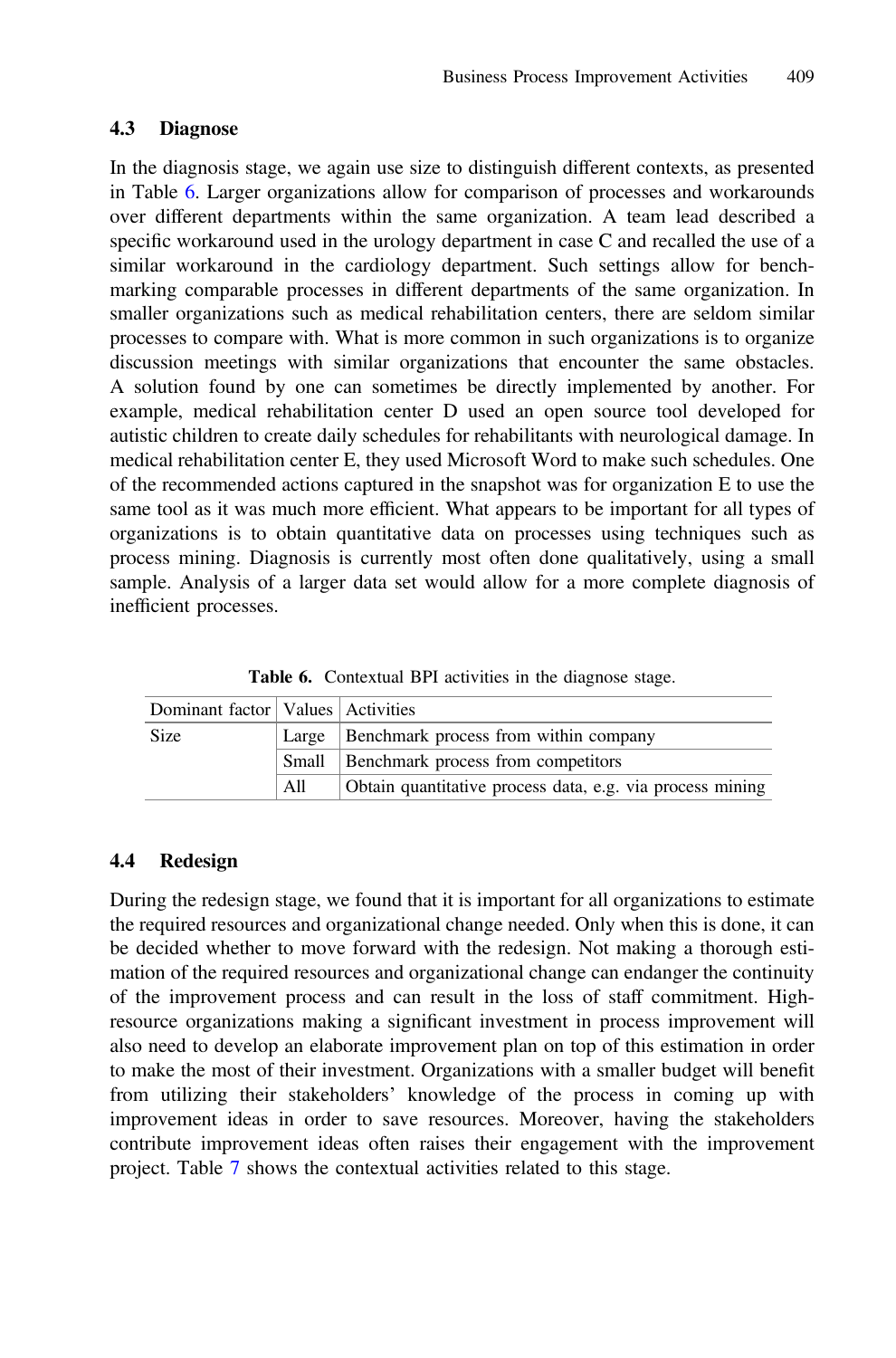### 4.3 Diagnose

In the diagnosis stage, we again use size to distinguish different contexts, as presented in Table 6. Larger organizations allow for comparison of processes and workarounds over different departments within the same organization. A team lead described a specific workaround used in the urology department in case C and recalled the use of a similar workaround in the cardiology department. Such settings allow for benchmarking comparable processes in different departments of the same organization. In smaller organizations such as medical rehabilitation centers, there are seldom similar processes to compare with. What is more common in such organizations is to organize discussion meetings with similar organizations that encounter the same obstacles. A solution found by one can sometimes be directly implemented by another. For example, medical rehabilitation center D used an open source tool developed for autistic children to create daily schedules for rehabilitants with neurological damage. In medical rehabilitation center E, they used Microsoft Word to make such schedules. One of the recommended actions captured in the snapshot was for organization E to use the same tool as it was much more efficient. What appears to be important for all types of organizations is to obtain quantitative data on processes using techniques such as process mining. Diagnosis is currently most often done qualitatively, using a small sample. Analysis of a larger data set would allow for a more complete diagnosis of inefficient processes.

**Table 6.** Contextual BPI activities in the diagnose stage.

| Dominant factor | Values | Activities |
|---|---|---|
| Size | Large | Benchmark process from within company |
| | Small | Benchmark process from competitors |
| | All | Obtain quantitative process data, e.g. via process mining |

### 4.4 Redesign

During the redesign stage, we found that it is important for all organizations to estimate the required resources and organizational change needed. Only when this is done, it can be decided whether to move forward with the redesign. Not making a thorough estimation of the required resources and organizational change can endanger the continuity of the improvement process and can result in the loss of staff commitment. High-resource organizations making a significant investment in process improvement will also need to develop an elaborate improvement plan on top of this estimation in order to make the most of their investment. Organizations with a smaller budget will benefit from utilizing their stakeholders' knowledge of the process in coming up with improvement ideas in order to save resources. Moreover, having the stakeholders contribute improvement ideas often raises their engagement with the improvement project. Table 7 shows the contextual activities related to this stage.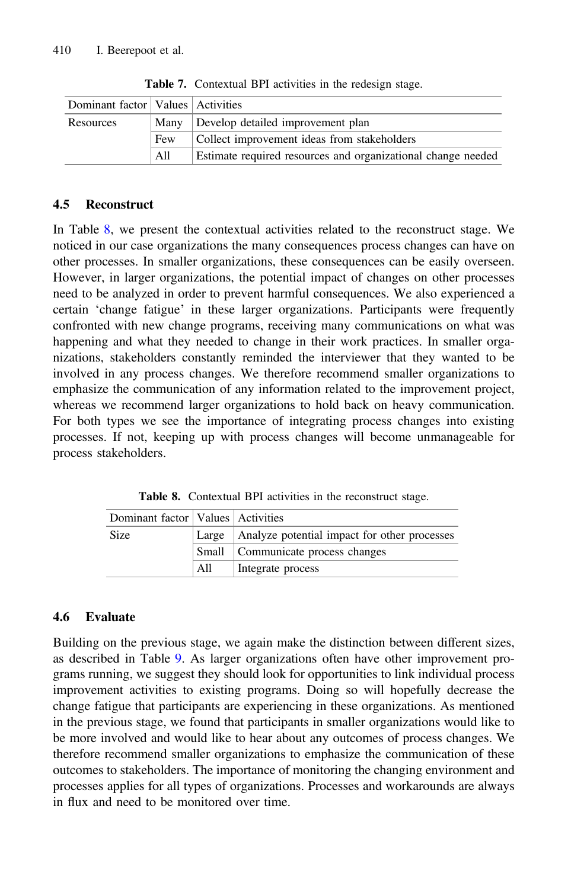**Table 7.** Contextual BPI activities in the redesign stage.

| Dominant factor | Values | Activities |
| --- | --- | --- |
| Resources | Many | Develop detailed improvement plan |
| | Few | Collect improvement ideas from stakeholders |
| | All | Estimate required resources and organizational change needed |

### 4.5 Reconstruct

In Table 8, we present the contextual activities related to the reconstruct stage. We noticed in our case organizations the many consequences process changes can have on other processes. In smaller organizations, these consequences can be easily overseen. However, in larger organizations, the potential impact of changes on other processes need to be analyzed in order to prevent harmful consequences. We also experienced a certain 'change fatigue' in these larger organizations. Participants were frequently confronted with new change programs, receiving many communications on what was happening and what they needed to change in their work practices. In smaller organizations, stakeholders constantly reminded the interviewer that they wanted to be involved in any process changes. We therefore recommend smaller organizations to emphasize the communication of any information related to the improvement project, whereas we recommend larger organizations to hold back on heavy communication. For both types we see the importance of integrating process changes into existing processes. If not, keeping up with process changes will become unmanageable for process stakeholders.

**Table 8.** Contextual BPI activities in the reconstruct stage.

| Dominant factor | Values | Activities |
| --- | --- | --- |
| Size | Large | Analyze potential impact for other processes |
| | Small | Communicate process changes |
| | All | Integrate process |

### 4.6 Evaluate

Building on the previous stage, we again make the distinction between different sizes, as described in Table 9. As larger organizations often have other improvement programs running, we suggest they should look for opportunities to link individual process improvement activities to existing programs. Doing so will hopefully decrease the change fatigue that participants are experiencing in these organizations. As mentioned in the previous stage, we found that participants in smaller organizations would like to be more involved and would like to hear about any outcomes of process changes. We therefore recommend smaller organizations to emphasize the communication of these outcomes to stakeholders. The importance of monitoring the changing environment and processes applies for all types of organizations. Processes and workarounds are always in flux and need to be monitored over time.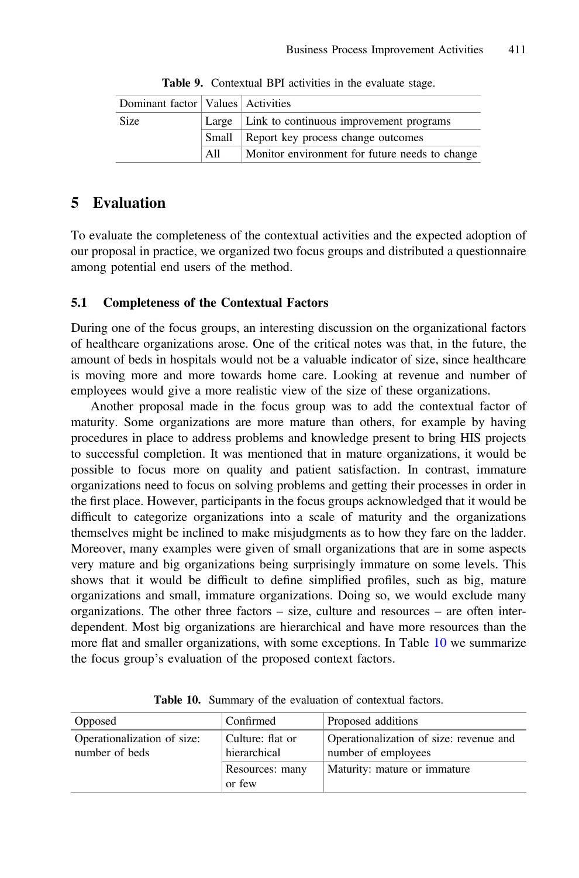**Table 9.** Contextual BPI activities in the evaluate stage.

| Dominant factor | Values | Activities |
|---|---|---|
| Size | Large | Link to continuous improvement programs |
| | Small | Report key process change outcomes |
| | All | Monitor environment for future needs to change |

## 5 Evaluation

To evaluate the completeness of the contextual activities and the expected adoption of our proposal in practice, we organized two focus groups and distributed a questionnaire among potential end users of the method.

### 5.1 Completeness of the Contextual Factors

During one of the focus groups, an interesting discussion on the organizational factors of healthcare organizations arose. One of the critical notes was that, in the future, the amount of beds in hospitals would not be a valuable indicator of size, since healthcare is moving more and more towards home care. Looking at revenue and number of employees would give a more realistic view of the size of these organizations.

Another proposal made in the focus group was to add the contextual factor of maturity. Some organizations are more mature than others, for example by having procedures in place to address problems and knowledge present to bring HIS projects to successful completion. It was mentioned that in mature organizations, it would be possible to focus more on quality and patient satisfaction. In contrast, immature organizations need to focus on solving problems and getting their processes in order in the first place. However, participants in the focus groups acknowledged that it would be difficult to categorize organizations into a scale of maturity and the organizations themselves might be inclined to make misjudgments as to how they fare on the ladder. Moreover, many examples were given of small organizations that are in some aspects very mature and big organizations being surprisingly immature on some levels. This shows that it would be difficult to define simplified profiles, such as big, mature organizations and small, immature organizations. Doing so, we would exclude many organizations. The other three factors – size, culture and resources – are often interdependent. Most big organizations are hierarchical and have more resources than the more flat and smaller organizations, with some exceptions. In Table 10 we summarize the focus group's evaluation of the proposed context factors.

**Table 10.** Summary of the evaluation of contextual factors.

| Opposed | Confirmed | Proposed additions |
|---|---|---|
| Operationalization of size: number of beds | Culture: flat or hierarchical | Operationalization of size: revenue and number of employees |
| | Resources: many or few | Maturity: mature or immature |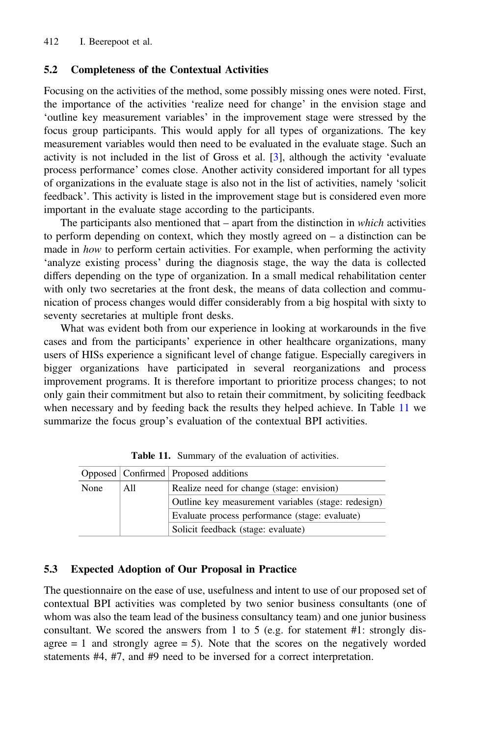### 5.2 Completeness of the Contextual Activities

Focusing on the activities of the method, some possibly missing ones were noted. First, the importance of the activities 'realize need for change' in the envision stage and 'outline key measurement variables' in the improvement stage were stressed by the focus group participants. This would apply for all types of organizations. The key measurement variables would then need to be evaluated in the evaluate stage. Such an activity is not included in the list of Gross et al. [3], although the activity 'evaluate process performance' comes close. Another activity considered important for all types of organizations in the evaluate stage is also not in the list of activities, namely 'solicit feedback'. This activity is listed in the improvement stage but is considered even more important in the evaluate stage according to the participants.

The participants also mentioned that – apart from the distinction in *which* activities to perform depending on context, which they mostly agreed on – a distinction can be made in *how* to perform certain activities. For example, when performing the activity 'analyze existing process' during the diagnosis stage, the way the data is collected differs depending on the type of organization. In a small medical rehabilitation center with only two secretaries at the front desk, the means of data collection and communication of process changes would differ considerably from a big hospital with sixty to seventy secretaries at multiple front desks.

What was evident both from our experience in looking at workarounds in the five cases and from the participants' experience in other healthcare organizations, many users of HISs experience a significant level of change fatigue. Especially caregivers in bigger organizations have participated in several reorganizations and process improvement programs. It is therefore important to prioritize process changes; to not only gain their commitment but also to retain their commitment, by soliciting feedback when necessary and by feeding back the results they helped achieve. In Table 11 we summarize the focus group's evaluation of the contextual BPI activities.

**Table 11.** Summary of the evaluation of activities.

| Opposed | Confirmed | Proposed additions |
|---|---|---|
| None | All | Realize need for change (stage: envision) |
| | | Outline key measurement variables (stage: redesign) |
| | | Evaluate process performance (stage: evaluate) |
| | | Solicit feedback (stage: evaluate) |

### 5.3 Expected Adoption of Our Proposal in Practice

The questionnaire on the ease of use, usefulness and intent to use of our proposed set of contextual BPI activities was completed by two senior business consultants (one of whom was also the team lead of the business consultancy team) and one junior business consultant. We scored the answers from 1 to 5 (e.g. for statement #1: strongly disagree = 1 and strongly agree = 5). Note that the scores on the negatively worded statements #4, #7, and #9 need to be inversed for a correct interpretation.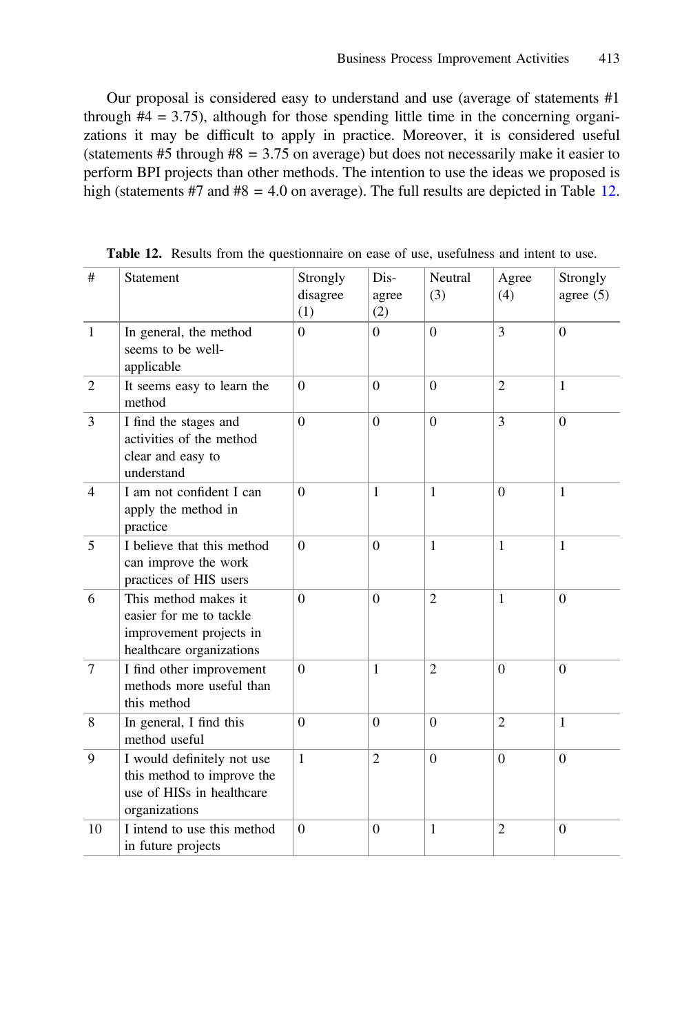Our proposal is considered easy to understand and use (average of statements #1 through #4 = 3.75), although for those spending little time in the concerning organizations it may be difficult to apply in practice. Moreover, it is considered useful (statements #5 through #8 = 3.75 on average) but does not necessarily make it easier to perform BPI projects than other methods. The intention to use the ideas we proposed is high (statements #7 and #8 = 4.0 on average). The full results are depicted in Table 12.

**Table 12.** Results from the questionnaire on ease of use, usefulness and intent to use.

| # | Statement | Strongly disagree (1) | Dis-agree (2) | Neutral (3) | Agree (4) | Strongly agree (5) |
|---|---|---|---|---|---|---|
| 1 | In general, the method seems to be well-applicable | 0 | 0 | 0 | 3 | 0 |
| 2 | It seems easy to learn the method | 0 | 0 | 0 | 2 | 1 |
| 3 | I find the stages and activities of the method clear and easy to understand | 0 | 0 | 0 | 3 | 0 |
| 4 | I am not confident I can apply the method in practice | 0 | 1 | 1 | 0 | 1 |
| 5 | I believe that this method can improve the work practices of HIS users | 0 | 0 | 1 | 1 | 1 |
| 6 | This method makes it easier for me to tackle improvement projects in healthcare organizations | 0 | 0 | 2 | 1 | 0 |
| 7 | I find other improvement methods more useful than this method | 0 | 1 | 2 | 0 | 0 |
| 8 | In general, I find this method useful | 0 | 0 | 0 | 2 | 1 |
| 9 | I would definitely not use this method to improve the use of HISs in healthcare organizations | 1 | 2 | 0 | 0 | 0 |
| 10 | I intend to use this method in future projects | 0 | 0 | 1 | 2 | 0 |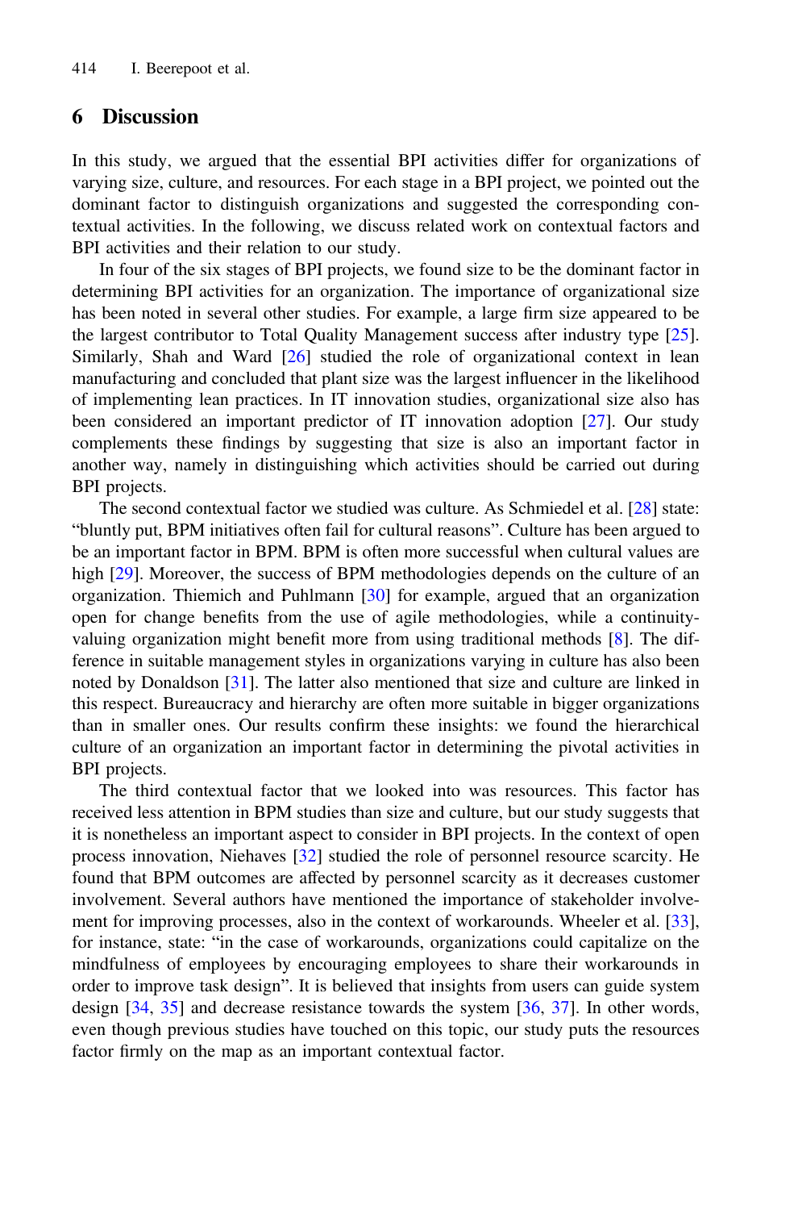## 6 Discussion

In this study, we argued that the essential BPI activities differ for organizations of varying size, culture, and resources. For each stage in a BPI project, we pointed out the dominant factor to distinguish organizations and suggested the corresponding contextual activities. In the following, we discuss related work on contextual factors and BPI activities and their relation to our study.

In four of the six stages of BPI projects, we found size to be the dominant factor in determining BPI activities for an organization. The importance of organizational size has been noted in several other studies. For example, a large firm size appeared to be the largest contributor to Total Quality Management success after industry type [25]. Similarly, Shah and Ward [26] studied the role of organizational context in lean manufacturing and concluded that plant size was the largest influencer in the likelihood of implementing lean practices. In IT innovation studies, organizational size also has been considered an important predictor of IT innovation adoption [27]. Our study complements these findings by suggesting that size is also an important factor in another way, namely in distinguishing which activities should be carried out during BPI projects.

The second contextual factor we studied was culture. As Schmiedel et al. [28] state: "bluntly put, BPM initiatives often fail for cultural reasons". Culture has been argued to be an important factor in BPM. BPM is often more successful when cultural values are high [29]. Moreover, the success of BPM methodologies depends on the culture of an organization. Thiemich and Puhlmann [30] for example, argued that an organization open for change benefits from the use of agile methodologies, while a continuity-valuing organization might benefit more from using traditional methods [8]. The difference in suitable management styles in organizations varying in culture has also been noted by Donaldson [31]. The latter also mentioned that size and culture are linked in this respect. Bureaucracy and hierarchy are often more suitable in bigger organizations than in smaller ones. Our results confirm these insights: we found the hierarchical culture of an organization an important factor in determining the pivotal activities in BPI projects.

The third contextual factor that we looked into was resources. This factor has received less attention in BPM studies than size and culture, but our study suggests that it is nonetheless an important aspect to consider in BPI projects. In the context of open process innovation, Niehaves [32] studied the role of personnel resource scarcity. He found that BPM outcomes are affected by personnel scarcity as it decreases customer involvement. Several authors have mentioned the importance of stakeholder involvement for improving processes, also in the context of workarounds. Wheeler et al. [33], for instance, state: "in the case of workarounds, organizations could capitalize on the mindfulness of employees by encouraging employees to share their workarounds in order to improve task design". It is believed that insights from users can guide system design [34, 35] and decrease resistance towards the system [36, 37]. In other words, even though previous studies have touched on this topic, our study puts the resources factor firmly on the map as an important contextual factor.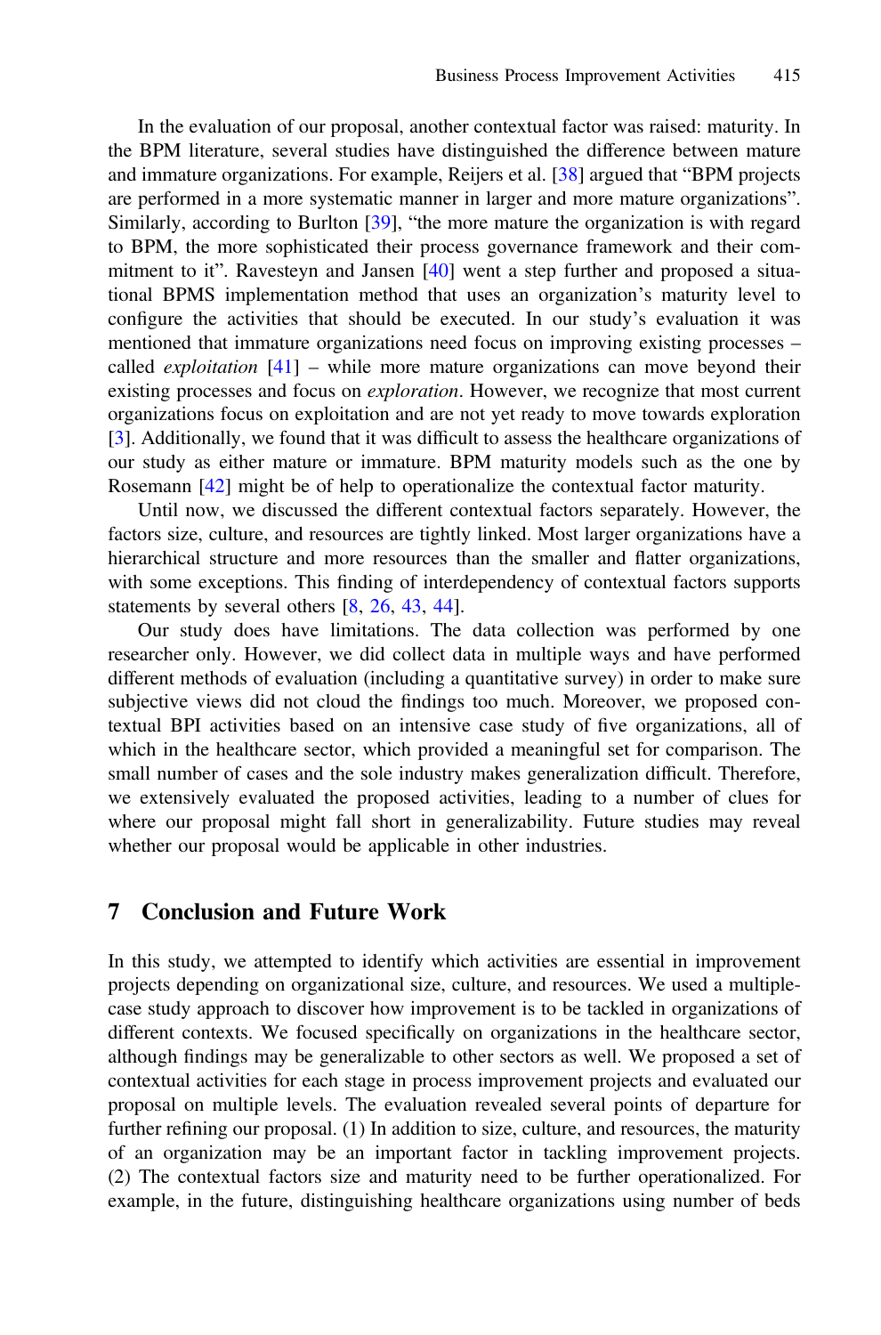In the evaluation of our proposal, another contextual factor was raised: maturity. In the BPM literature, several studies have distinguished the difference between mature and immature organizations. For example, Reijers et al. [38] argued that "BPM projects are performed in a more systematic manner in larger and more mature organizations". Similarly, according to Burlton [39], "the more mature the organization is with regard to BPM, the more sophisticated their process governance framework and their commitment to it". Ravesteyn and Jansen [40] went a step further and proposed a situational BPMS implementation method that uses an organization's maturity level to configure the activities that should be executed. In our study's evaluation it was mentioned that immature organizations need focus on improving existing processes – called *exploitation* [41] – while more mature organizations can move beyond their existing processes and focus on *exploration*. However, we recognize that most current organizations focus on exploitation and are not yet ready to move towards exploration [3]. Additionally, we found that it was difficult to assess the healthcare organizations of our study as either mature or immature. BPM maturity models such as the one by Rosemann [42] might be of help to operationalize the contextual factor maturity.

Until now, we discussed the different contextual factors separately. However, the factors size, culture, and resources are tightly linked. Most larger organizations have a hierarchical structure and more resources than the smaller and flatter organizations, with some exceptions. This finding of interdependency of contextual factors supports statements by several others [8, 26, 43, 44].

Our study does have limitations. The data collection was performed by one researcher only. However, we did collect data in multiple ways and have performed different methods of evaluation (including a quantitative survey) in order to make sure subjective views did not cloud the findings too much. Moreover, we proposed contextual BPI activities based on an intensive case study of five organizations, all of which in the healthcare sector, which provided a meaningful set for comparison. The small number of cases and the sole industry makes generalization difficult. Therefore, we extensively evaluated the proposed activities, leading to a number of clues for where our proposal might fall short in generalizability. Future studies may reveal whether our proposal would be applicable in other industries.

## 7 Conclusion and Future Work

In this study, we attempted to identify which activities are essential in improvement projects depending on organizational size, culture, and resources. We used a multiple-case study approach to discover how improvement is to be tackled in organizations of different contexts. We focused specifically on organizations in the healthcare sector, although findings may be generalizable to other sectors as well. We proposed a set of contextual activities for each stage in process improvement projects and evaluated our proposal on multiple levels. The evaluation revealed several points of departure for further refining our proposal. (1) In addition to size, culture, and resources, the maturity of an organization may be an important factor in tackling improvement projects. (2) The contextual factors size and maturity need to be further operationalized. For example, in the future, distinguishing healthcare organizations using number of beds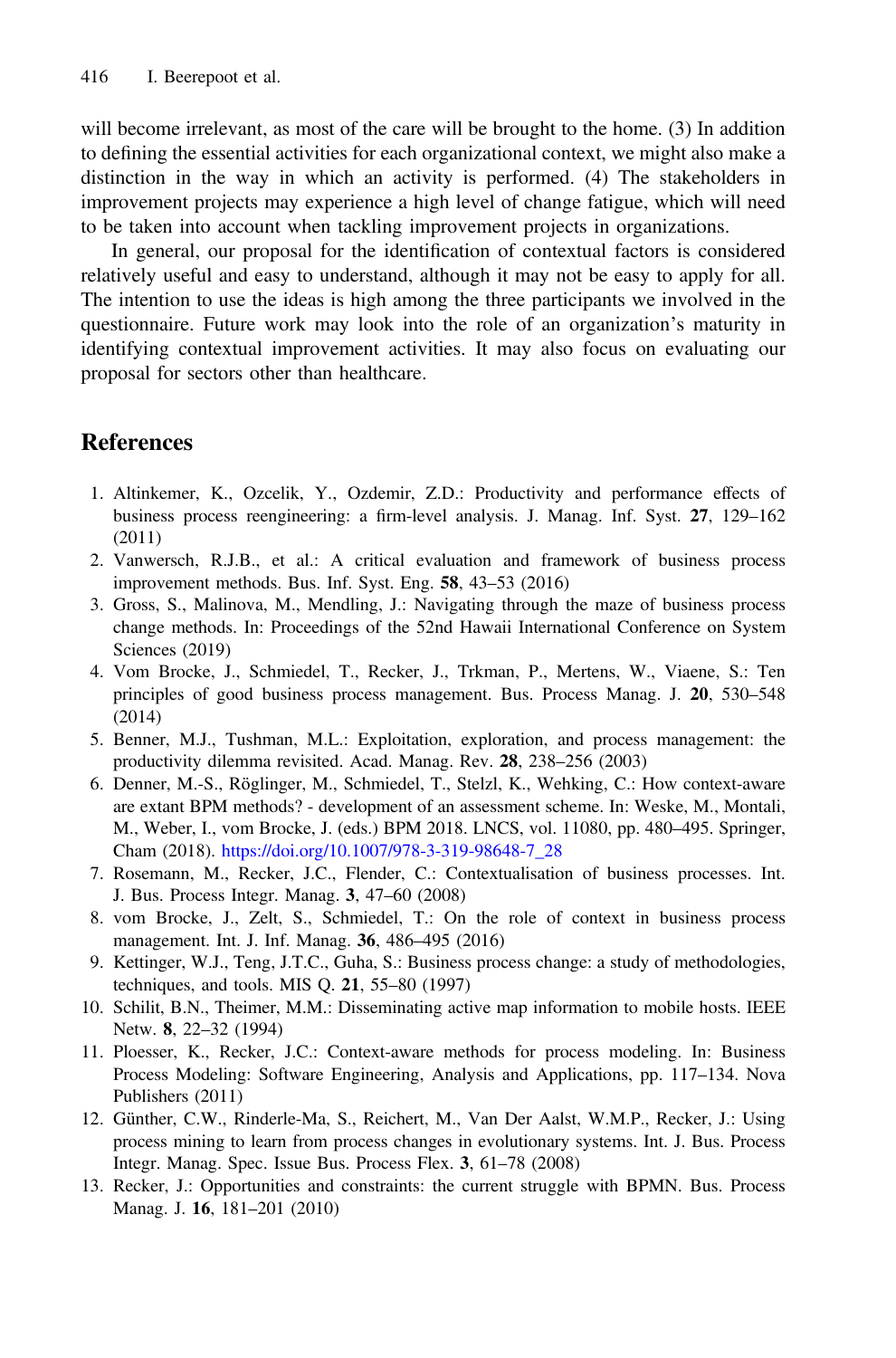will become irrelevant, as most of the care will be brought to the home. (3) In addition to defining the essential activities for each organizational context, we might also make a distinction in the way in which an activity is performed. (4) The stakeholders in improvement projects may experience a high level of change fatigue, which will need to be taken into account when tackling improvement projects in organizations.

In general, our proposal for the identification of contextual factors is considered relatively useful and easy to understand, although it may not be easy to apply for all. The intention to use the ideas is high among the three participants we involved in the questionnaire. Future work may look into the role of an organization's maturity in identifying contextual improvement activities. It may also focus on evaluating our proposal for sectors other than healthcare.

## References

1. Altinkemer, K., Ozcelik, Y., Ozdemir, Z.D.: Productivity and performance effects of business process reengineering: a firm-level analysis. J. Manag. Inf. Syst. **27**, 129–162 (2011)
2. Vanwersch, R.J.B., et al.: A critical evaluation and framework of business process improvement methods. Bus. Inf. Syst. Eng. **58**, 43–53 (2016)
3. Gross, S., Malinova, M., Mendling, J.: Navigating through the maze of business process change methods. In: Proceedings of the 52nd Hawaii International Conference on System Sciences (2019)
4. Vom Brocke, J., Schmiedel, T., Recker, J., Trkman, P., Mertens, W., Viaene, S.: Ten principles of good business process management. Bus. Process Manag. J. **20**, 530–548 (2014)
5. Benner, M.J., Tushman, M.L.: Exploitation, exploration, and process management: the productivity dilemma revisited. Acad. Manag. Rev. **28**, 238–256 (2003)
6. Denner, M.-S., Röglinger, M., Schmiedel, T., Stelzl, K., Wehking, C.: How context-aware are extant BPM methods? - development of an assessment scheme. In: Weske, M., Montali, M., Weber, I., vom Brocke, J. (eds.) BPM 2018. LNCS, vol. 11080, pp. 480–495. Springer, Cham (2018). https://doi.org/10.1007/978-3-319-98648-7_28
7. Rosemann, M., Recker, J.C., Flender, C.: Contextualisation of business processes. Int. J. Bus. Process Integr. Manag. **3**, 47–60 (2008)
8. vom Brocke, J., Zelt, S., Schmiedel, T.: On the role of context in business process management. Int. J. Inf. Manag. **36**, 486–495 (2016)
9. Kettinger, W.J., Teng, J.T.C., Guha, S.: Business process change: a study of methodologies, techniques, and tools. MIS Q. **21**, 55–80 (1997)
10. Schilit, B.N., Theimer, M.M.: Disseminating active map information to mobile hosts. IEEE Netw. **8**, 22–32 (1994)
11. Ploesser, K., Recker, J.C.: Context-aware methods for process modeling. In: Business Process Modeling: Software Engineering, Analysis and Applications, pp. 117–134. Nova Publishers (2011)
12. Günther, C.W., Rinderle-Ma, S., Reichert, M., Van Der Aalst, W.M.P., Recker, J.: Using process mining to learn from process changes in evolutionary systems. Int. J. Bus. Process Integr. Manag. Spec. Issue Bus. Process Flex. **3**, 61–78 (2008)
13. Recker, J.: Opportunities and constraints: the current struggle with BPMN. Bus. Process Manag. J. **16**, 181–201 (2010)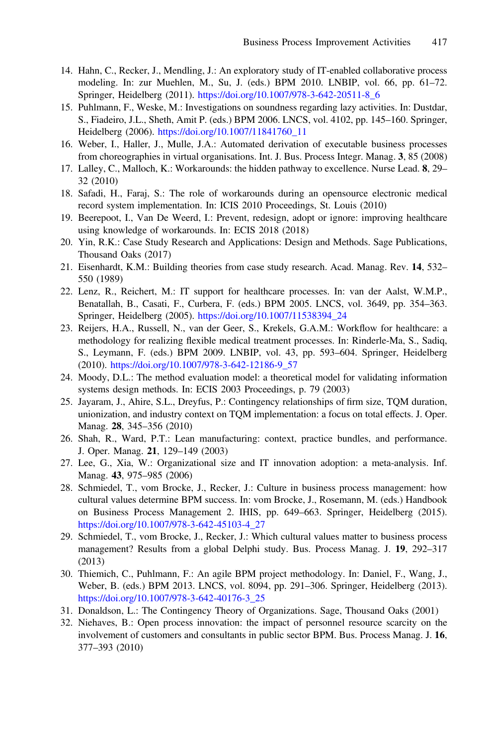14. Hahn, C., Recker, J., Mendling, J.: An exploratory study of IT-enabled collaborative process modeling. In: zur Muehlen, M., Su, J. (eds.) BPM 2010. LNBIP, vol. 66, pp. 61–72. Springer, Heidelberg (2011). https://doi.org/10.1007/978-3-642-20511-8_6
15. Puhlmann, F., Weske, M.: Investigations on soundness regarding lazy activities. In: Dustdar, S., Fiadeiro, J.L., Sheth, Amit P. (eds.) BPM 2006. LNCS, vol. 4102, pp. 145–160. Springer, Heidelberg (2006). https://doi.org/10.1007/11841760_11
16. Weber, I., Haller, J., Mulle, J.A.: Automated derivation of executable business processes from choreographies in virtual organisations. Int. J. Bus. Process Integr. Manag. **3**, 85 (2008)
17. Lalley, C., Malloch, K.: Workarounds: the hidden pathway to excellence. Nurse Lead. **8**, 29–32 (2010)
18. Safadi, H., Faraj, S.: The role of workarounds during an opensource electronic medical record system implementation. In: ICIS 2010 Proceedings, St. Louis (2010)
19. Beerepoot, I., Van De Weerd, I.: Prevent, redesign, adopt or ignore: improving healthcare using knowledge of workarounds. In: ECIS 2018 (2018)
20. Yin, R.K.: Case Study Research and Applications: Design and Methods. Sage Publications, Thousand Oaks (2017)
21. Eisenhardt, K.M.: Building theories from case study research. Acad. Manag. Rev. **14**, 532–550 (1989)
22. Lenz, R., Reichert, M.: IT support for healthcare processes. In: van der Aalst, W.M.P., Benatallah, B., Casati, F., Curbera, F. (eds.) BPM 2005. LNCS, vol. 3649, pp. 354–363. Springer, Heidelberg (2005). https://doi.org/10.1007/11538394_24
23. Reijers, H.A., Russell, N., van der Geer, S., Krekels, G.A.M.: Workflow for healthcare: a methodology for realizing flexible medical treatment processes. In: Rinderle-Ma, S., Sadiq, S., Leymann, F. (eds.) BPM 2009. LNBIP, vol. 43, pp. 593–604. Springer, Heidelberg (2010). https://doi.org/10.1007/978-3-642-12186-9_57
24. Moody, D.L.: The method evaluation model: a theoretical model for validating information systems design methods. In: ECIS 2003 Proceedings, p. 79 (2003)
25. Jayaram, J., Ahire, S.L., Dreyfus, P.: Contingency relationships of firm size, TQM duration, unionization, and industry context on TQM implementation: a focus on total effects. J. Oper. Manag. **28**, 345–356 (2010)
26. Shah, R., Ward, P.T.: Lean manufacturing: context, practice bundles, and performance. J. Oper. Manag. **21**, 129–149 (2003)
27. Lee, G., Xia, W.: Organizational size and IT innovation adoption: a meta-analysis. Inf. Manag. **43**, 975–985 (2006)
28. Schmiedel, T., vom Brocke, J., Recker, J.: Culture in business process management: how cultural values determine BPM success. In: vom Brocke, J., Rosemann, M. (eds.) Handbook on Business Process Management 2. IHIS, pp. 649–663. Springer, Heidelberg (2015). https://doi.org/10.1007/978-3-642-45103-4_27
29. Schmiedel, T., vom Brocke, J., Recker, J.: Which cultural values matter to business process management? Results from a global Delphi study. Bus. Process Manag. J. **19**, 292–317 (2013)
30. Thiemich, C., Puhlmann, F.: An agile BPM project methodology. In: Daniel, F., Wang, J., Weber, B. (eds.) BPM 2013. LNCS, vol. 8094, pp. 291–306. Springer, Heidelberg (2013). https://doi.org/10.1007/978-3-642-40176-3_25
31. Donaldson, L.: The Contingency Theory of Organizations. Sage, Thousand Oaks (2001)
32. Niehaves, B.: Open process innovation: the impact of personnel resource scarcity on the involvement of customers and consultants in public sector BPM. Bus. Process Manag. J. **16**, 377–393 (2010)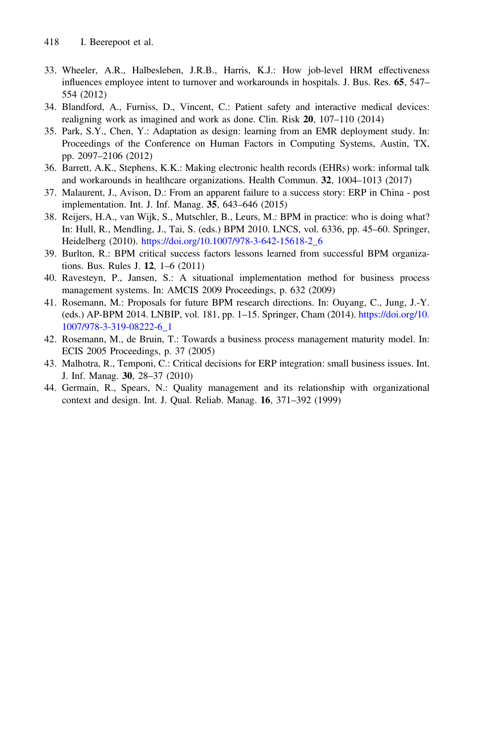33. Wheeler, A.R., Halbesleben, J.R.B., Harris, K.J.: How job-level HRM effectiveness influences employee intent to turnover and workarounds in hospitals. J. Bus. Res. **65**, 547–554 (2012)
34. Blandford, A., Furniss, D., Vincent, C.: Patient safety and interactive medical devices: realigning work as imagined and work as done. Clin. Risk **20**, 107–110 (2014)
35. Park, S.Y., Chen, Y.: Adaptation as design: learning from an EMR deployment study. In: Proceedings of the Conference on Human Factors in Computing Systems, Austin, TX, pp. 2097–2106 (2012)
36. Barrett, A.K., Stephens, K.K.: Making electronic health records (EHRs) work: informal talk and workarounds in healthcare organizations. Health Commun. **32**, 1004–1013 (2017)
37. Malaurent, J., Avison, D.: From an apparent failure to a success story: ERP in China - post implementation. Int. J. Inf. Manag. **35**, 643–646 (2015)
38. Reijers, H.A., van Wijk, S., Mutschler, B., Leurs, M.: BPM in practice: who is doing what? In: Hull, R., Mendling, J., Tai, S. (eds.) BPM 2010. LNCS, vol. 6336, pp. 45–60. Springer, Heidelberg (2010). https://doi.org/10.1007/978-3-642-15618-2_6
39. Burlton, R.: BPM critical success factors lessons learned from successful BPM organizations. Bus. Rules J. **12**, 1–6 (2011)
40. Ravesteyn, P., Jansen, S.: A situational implementation method for business process management systems. In: AMCIS 2009 Proceedings, p. 632 (2009)
41. Rosemann, M.: Proposals for future BPM research directions. In: Ouyang, C., Jung, J.-Y. (eds.) AP-BPM 2014. LNBIP, vol. 181, pp. 1–15. Springer, Cham (2014). https://doi.org/10.1007/978-3-319-08222-6_1
42. Rosemann, M., de Bruin, T.: Towards a business process management maturity model. In: ECIS 2005 Proceedings, p. 37 (2005)
43. Malhotra, R., Temponi, C.: Critical decisions for ERP integration: small business issues. Int. J. Inf. Manag. **30**, 28–37 (2010)
44. Germain, R., Spears, N.: Quality management and its relationship with organizational context and design. Int. J. Qual. Reliab. Manag. **16**, 371–392 (1999)